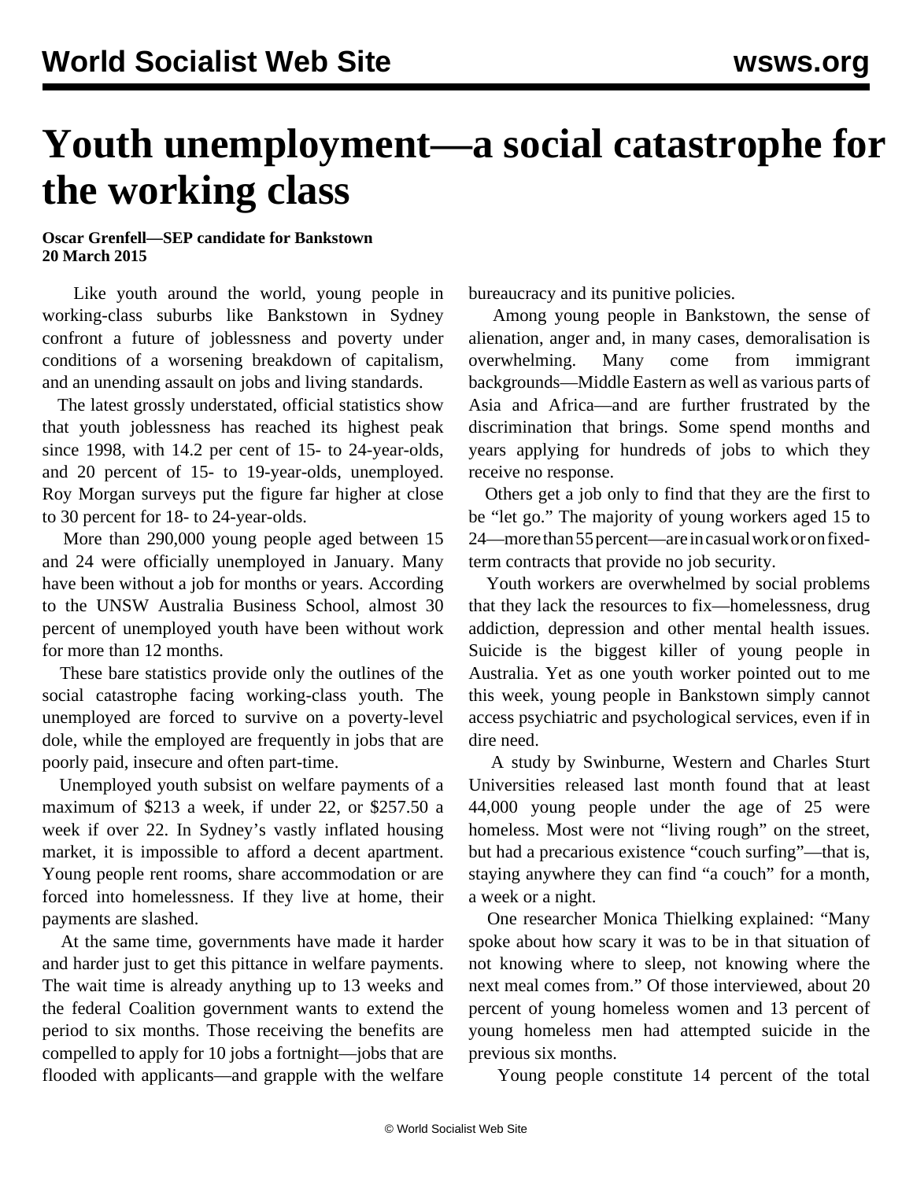# Youth unemployment—a social catastrophe for the working class

**Oscar Grenfell—SEP candidate for Bankstown**
**20 March 2015**

Like youth around the world, young people in working-class suburbs like Bankstown in Sydney confront a future of joblessness and poverty under conditions of a worsening breakdown of capitalism, and an unending assault on jobs and living standards.

The latest grossly understated, official statistics show that youth joblessness has reached its highest peak since 1998, with 14.2 per cent of 15- to 24-year-olds, and 20 percent of 15- to 19-year-olds, unemployed. Roy Morgan surveys put the figure far higher at close to 30 percent for 18- to 24-year-olds.

More than 290,000 young people aged between 15 and 24 were officially unemployed in January. Many have been without a job for months or years. According to the UNSW Australia Business School, almost 30 percent of unemployed youth have been without work for more than 12 months.

These bare statistics provide only the outlines of the social catastrophe facing working-class youth. The unemployed are forced to survive on a poverty-level dole, while the employed are frequently in jobs that are poorly paid, insecure and often part-time.

Unemployed youth subsist on welfare payments of a maximum of $213 a week, if under 22, or $257.50 a week if over 22. In Sydney's vastly inflated housing market, it is impossible to afford a decent apartment. Young people rent rooms, share accommodation or are forced into homelessness. If they live at home, their payments are slashed.

At the same time, governments have made it harder and harder just to get this pittance in welfare payments. The wait time is already anything up to 13 weeks and the federal Coalition government wants to extend the period to six months. Those receiving the benefits are compelled to apply for 10 jobs a fortnight—jobs that are flooded with applicants—and grapple with the welfare bureaucracy and its punitive policies.

Among young people in Bankstown, the sense of alienation, anger and, in many cases, demoralisation is overwhelming. Many come from immigrant backgrounds—Middle Eastern as well as various parts of Asia and Africa—and are further frustrated by the discrimination that brings. Some spend months and years applying for hundreds of jobs to which they receive no response.

Others get a job only to find that they are the first to be "let go." The majority of young workers aged 15 to 24—more than 55 percent—are in casual work or on fixed-term contracts that provide no job security.

Youth workers are overwhelmed by social problems that they lack the resources to fix—homelessness, drug addiction, depression and other mental health issues. Suicide is the biggest killer of young people in Australia. Yet as one youth worker pointed out to me this week, young people in Bankstown simply cannot access psychiatric and psychological services, even if in dire need.

A study by Swinburne, Western and Charles Sturt Universities released last month found that at least 44,000 young people under the age of 25 were homeless. Most were not "living rough" on the street, but had a precarious existence "couch surfing"—that is, staying anywhere they can find "a couch" for a month, a week or a night.

One researcher Monica Thielking explained: "Many spoke about how scary it was to be in that situation of not knowing where to sleep, not knowing where the next meal comes from." Of those interviewed, about 20 percent of young homeless women and 13 percent of young homeless men had attempted suicide in the previous six months.

Young people constitute 14 percent of the total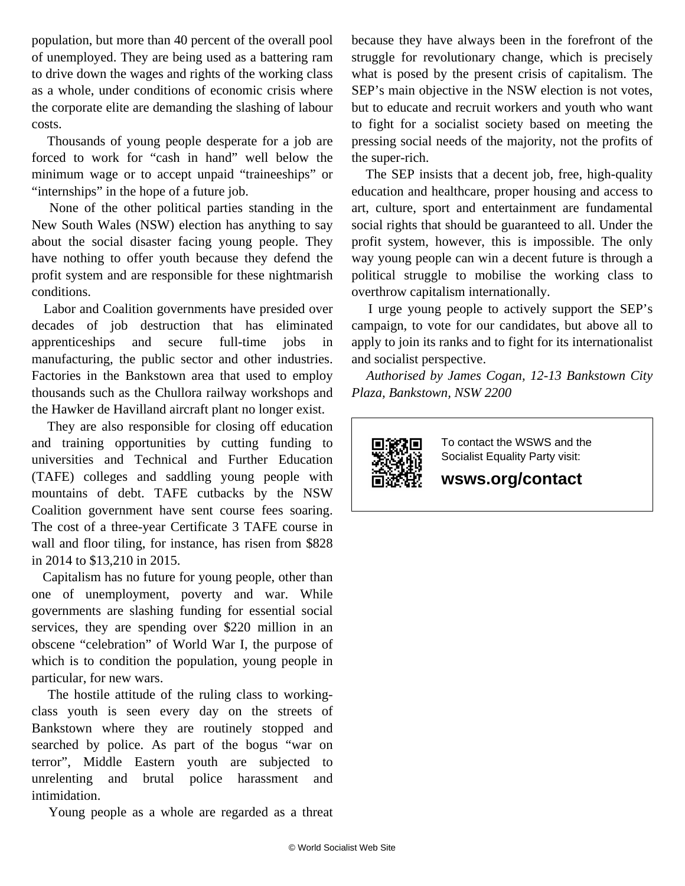population, but more than 40 percent of the overall pool of unemployed. They are being used as a battering ram to drive down the wages and rights of the working class as a whole, under conditions of economic crisis where the corporate elite are demanding the slashing of labour costs.

Thousands of young people desperate for a job are forced to work for "cash in hand" well below the minimum wage or to accept unpaid "traineeships" or "internships" in the hope of a future job.

None of the other political parties standing in the New South Wales (NSW) election has anything to say about the social disaster facing young people. They have nothing to offer youth because they defend the profit system and are responsible for these nightmarish conditions.

Labor and Coalition governments have presided over decades of job destruction that has eliminated apprenticeships and secure full-time jobs in manufacturing, the public sector and other industries. Factories in the Bankstown area that used to employ thousands such as the Chullora railway workshops and the Hawker de Havilland aircraft plant no longer exist.

They are also responsible for closing off education and training opportunities by cutting funding to universities and Technical and Further Education (TAFE) colleges and saddling young people with mountains of debt. TAFE cutbacks by the NSW Coalition government have sent course fees soaring. The cost of a three-year Certificate 3 TAFE course in wall and floor tiling, for instance, has risen from $828 in 2014 to $13,210 in 2015.

Capitalism has no future for young people, other than one of unemployment, poverty and war. While governments are slashing funding for essential social services, they are spending over $220 million in an obscene "celebration" of World War I, the purpose of which is to condition the population, young people in particular, for new wars.

The hostile attitude of the ruling class to working-class youth is seen every day on the streets of Bankstown where they are routinely stopped and searched by police. As part of the bogus "war on terror", Middle Eastern youth are subjected to unrelenting and brutal police harassment and intimidation.

Young people as a whole are regarded as a threat because they have always been in the forefront of the struggle for revolutionary change, which is precisely what is posed by the present crisis of capitalism. The SEP's main objective in the NSW election is not votes, but to educate and recruit workers and youth who want to fight for a socialist society based on meeting the pressing social needs of the majority, not the profits of the super-rich.

The SEP insists that a decent job, free, high-quality education and healthcare, proper housing and access to art, culture, sport and entertainment are fundamental social rights that should be guaranteed to all. Under the profit system, however, this is impossible. The only way young people can win a decent future is through a political struggle to mobilise the working class to overthrow capitalism internationally.

I urge young people to actively support the SEP's campaign, to vote for our candidates, but above all to apply to join its ranks and to fight for its internationalist and socialist perspective.

*Authorised by James Cogan, 12-13 Bankstown City Plaza, Bankstown, NSW 2200*

To contact the WSWS and the Socialist Equality Party visit:

**wsws.org/contact**